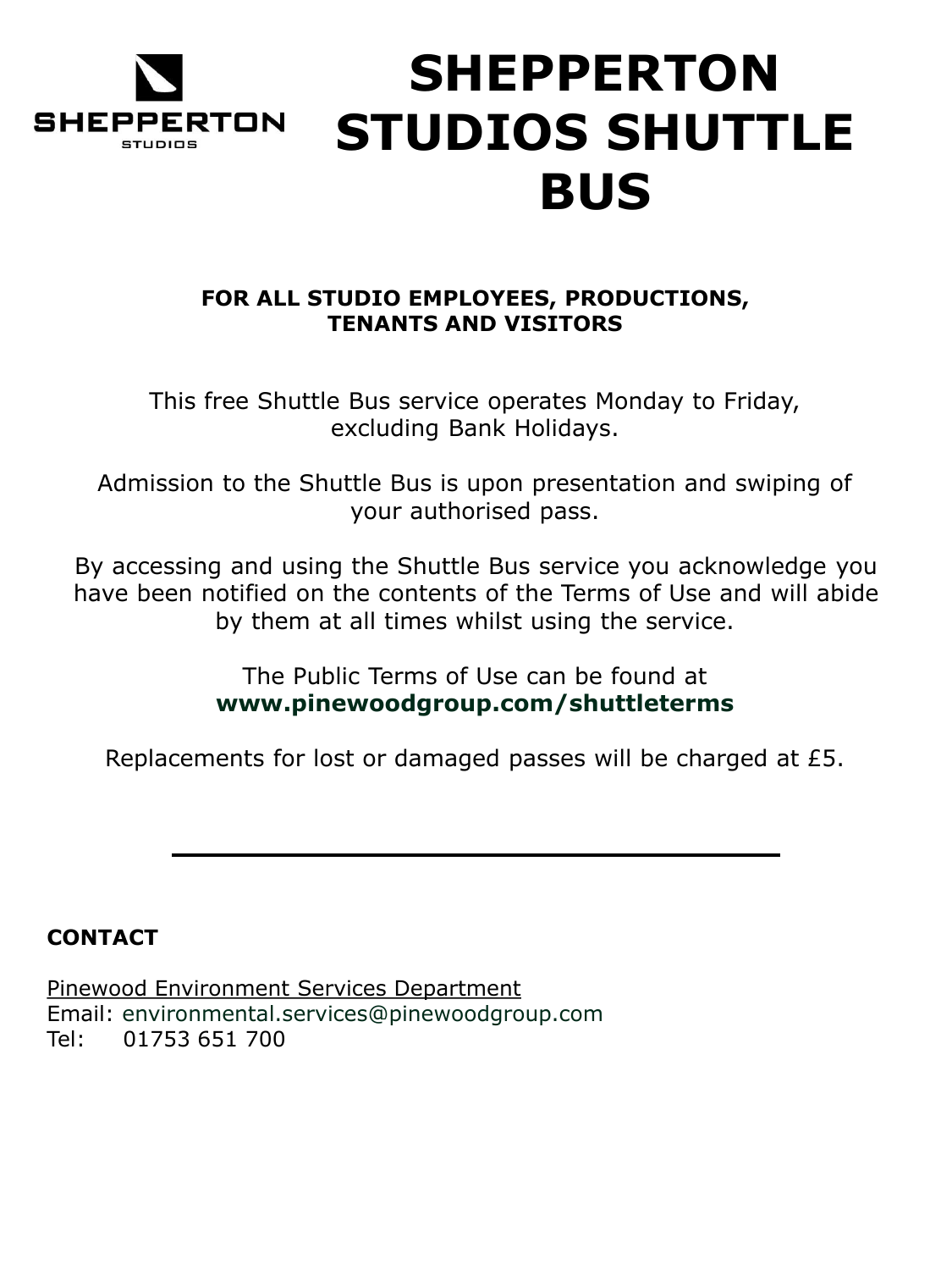# SHEPPERTON STUDIOS SHUTTLE BUS

**FOR ALL STUDIO EMPLOYEES, PRODUCTIONS, TENANTS AND VISITORS**

This free Shuttle Bus service operates Monday to Friday, excluding Bank Holidays.

Admission to the Shuttle Bus is upon presentation and swiping of your authorised pass.

By accessing and using the Shuttle Bus service you acknowledge you have been notified on the contents of the Terms of Use and will abide by them at all times whilst using the service.

The Public Terms of Use can be found at **www.pinewoodgroup.com/shuttleterms**

Replacements for lost or damaged passes will be charged at £5.

---

**CONTACT**

Pinewood Environment Services Department
Email: environmental.services@pinewoodgroup.com
Tel: 01753 651 700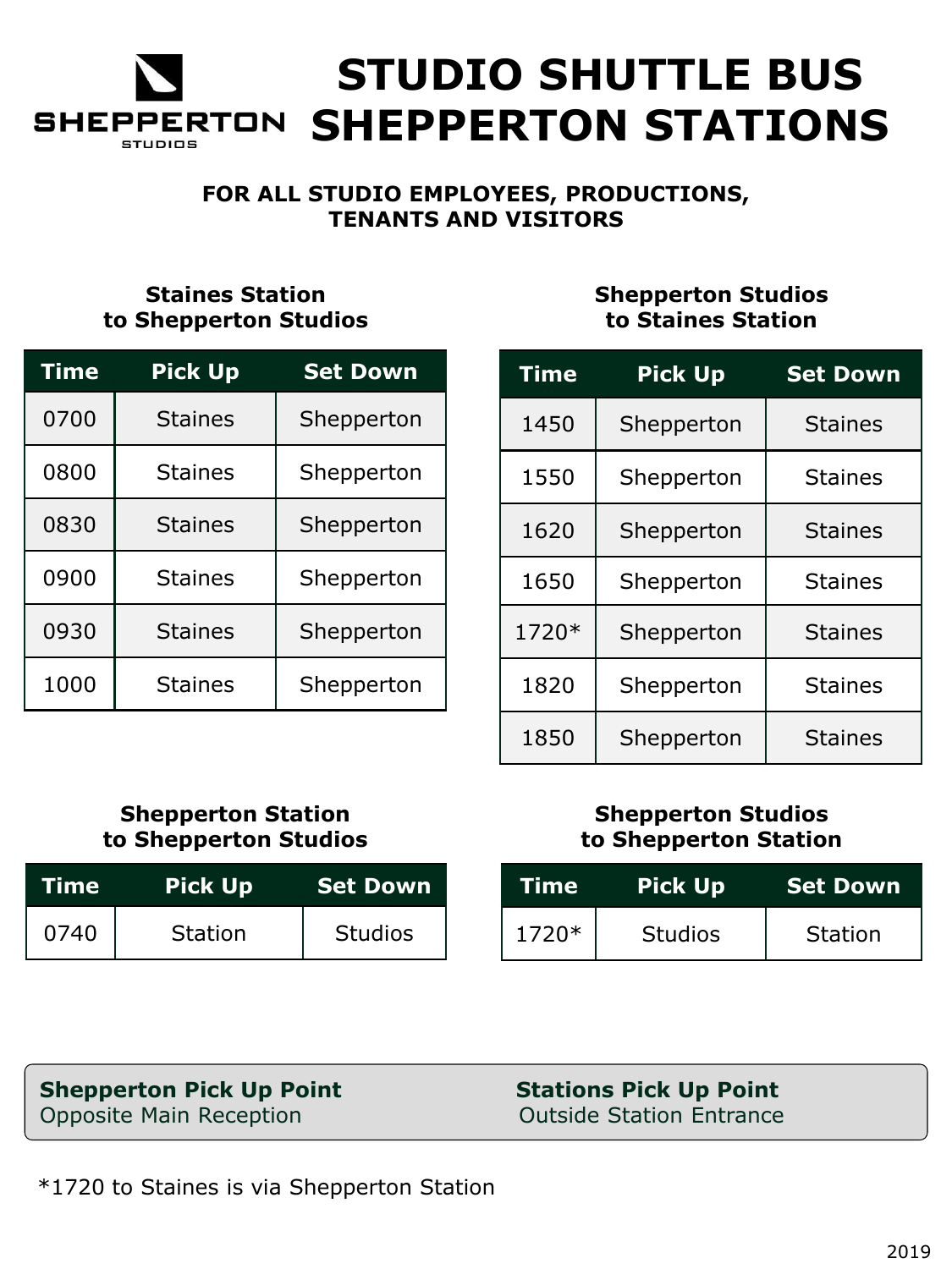SHEPPERTON STUDIOS

# STUDIO SHUTTLE BUS SHEPPERTON STATIONS

**FOR ALL STUDIO EMPLOYEES, PRODUCTIONS, TENANTS AND VISITORS**

### Staines Station to Shepperton Studios

| Time | Pick Up | Set Down |
|---|---|---|
| 0700 | Staines | Shepperton |
| 0800 | Staines | Shepperton |
| 0830 | Staines | Shepperton |
| 0900 | Staines | Shepperton |
| 0930 | Staines | Shepperton |
| 1000 | Staines | Shepperton |

### Shepperton Studios to Staines Station

| Time | Pick Up | Set Down |
|---|---|---|
| 1450 | Shepperton | Staines |
| 1550 | Shepperton | Staines |
| 1620 | Shepperton | Staines |
| 1650 | Shepperton | Staines |
| 1720* | Shepperton | Staines |
| 1820 | Shepperton | Staines |
| 1850 | Shepperton | Staines |

### Shepperton Station to Shepperton Studios

| Time | Pick Up | Set Down |
|---|---|---|
| 0740 | Station | Studios |

### Shepperton Studios to Shepperton Station

| Time | Pick Up | Set Down |
|---|---|---|
| 1720* | Studios | Station |

**Shepperton Pick Up Point**
Opposite Main Reception

**Stations Pick Up Point**
Outside Station Entrance

*1720 to Staines is via Shepperton Station

2019